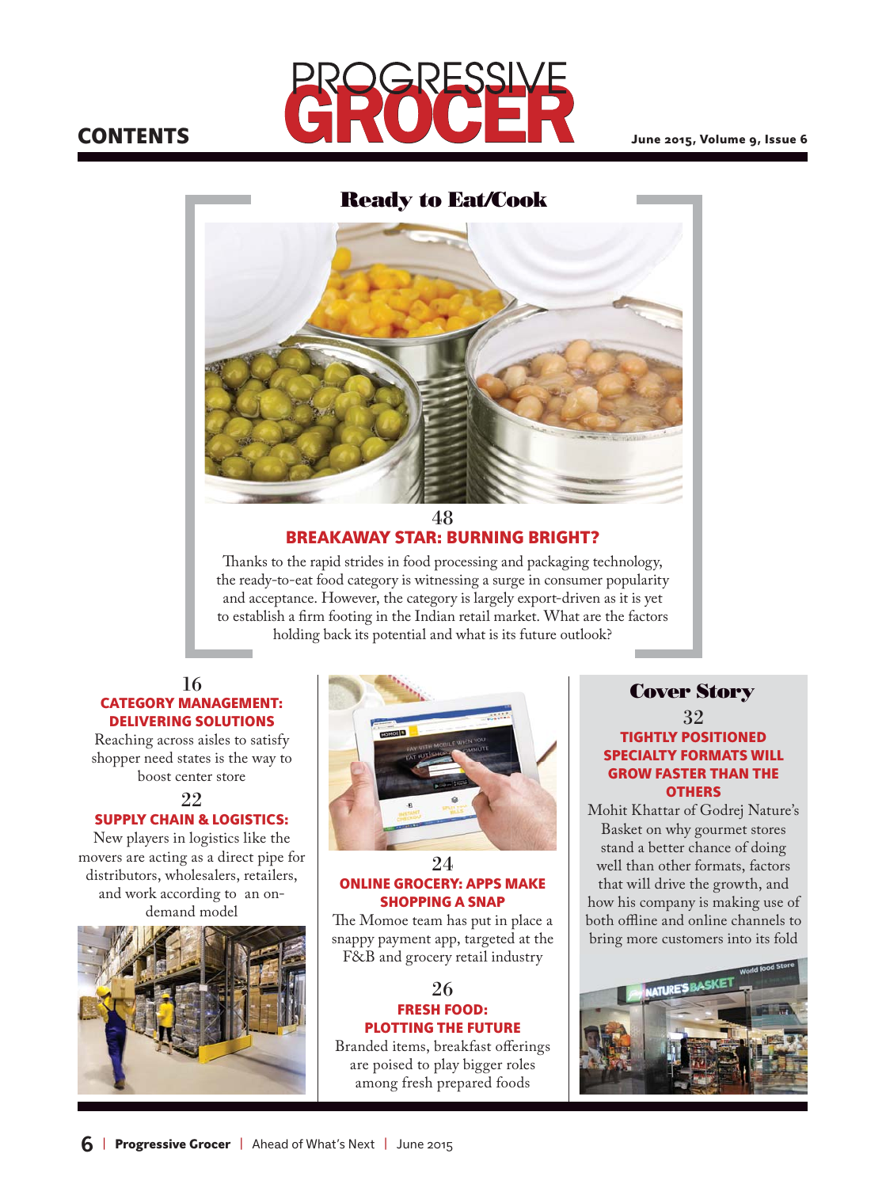# CONTENTS

## Ready to Eat/Cook

48

### BREAKAWAY STAR: BURNING BRIGHT?

Thanks to the rapid strides in food processing and packaging technology, the ready-to-eat food category is witnessing a surge in consumer popularity and acceptance. However, the category is largely export-driven as it is yet to establish a firm footing in the Indian retail market. What are the factors holding back its potential and what is its future outlook?

16

### CATEGORY MANAGEMENT: DELIVERING SOLUTIONS

Reaching across aisles to satisfy shopper need states is the way to boost center store

22

### SUPPLY CHAIN & LOGISTICS:

New players in logistics like the movers are acting as a direct pipe for distributors, wholesalers, retailers, and work according to an on-demand model

24

### ONLINE GROCERY: APPS MAKE SHOPPING A SNAP

The Momoe team has put in place a snappy payment app, targeted at the F&B and grocery retail industry

26

### FRESH FOOD: PLOTTING THE FUTURE

Branded items, breakfast offerings are poised to play bigger roles among fresh prepared foods

## Cover Story

32

### TIGHTLY POSITIONED SPECIALTY FORMATS WILL GROW FASTER THAN THE OTHERS

Mohit Khattar of Godrej Nature's Basket on why gourmet stores stand a better chance of doing well than other formats, factors that will drive the growth, and how his company is making use of both offline and online channels to bring more customers into its fold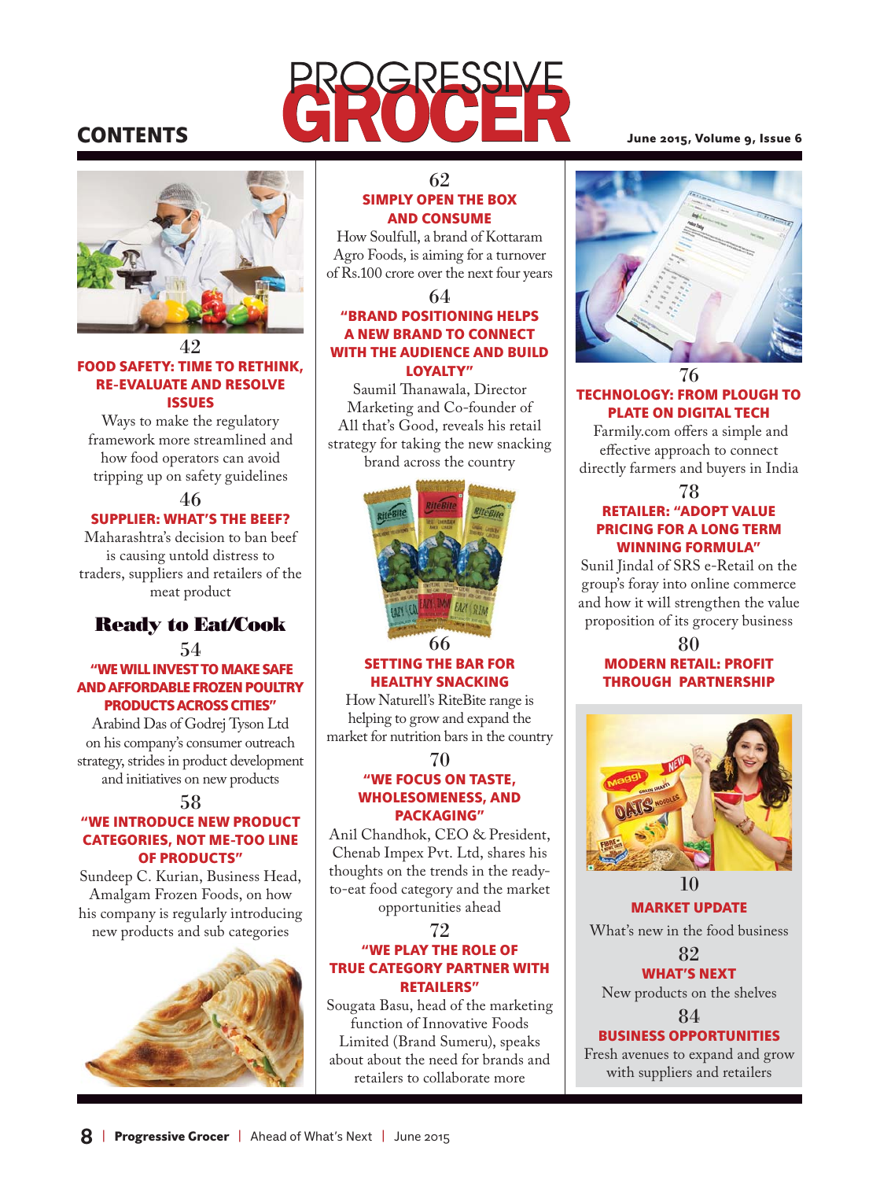# CONTENTS

**PROGRESSIVE GROCER**

June 2015, Volume 9, Issue 6

### 42
### FOOD SAFETY: TIME TO RETHINK, RE-EVALUATE AND RESOLVE ISSUES

Ways to make the regulatory framework more streamlined and how food operators can avoid tripping up on safety guidelines

### 46
### SUPPLIER: WHAT'S THE BEEF?

Maharashtra's decision to ban beef is causing untold distress to traders, suppliers and retailers of the meat product

## Ready to Eat/Cook

### 54
### "WE WILL INVEST TO MAKE SAFE AND AFFORDABLE FROZEN POULTRY PRODUCTS ACROSS CITIES"

Arabind Das of Godrej Tyson Ltd on his company's consumer outreach strategy, strides in product development and initiatives on new products

### 58
### "WE INTRODUCE NEW PRODUCT CATEGORIES, NOT ME-TOO LINE OF PRODUCTS"

Sundeep C. Kurian, Business Head, Amalgam Frozen Foods, on how his company is regularly introducing new products and sub categories

### 62
### SIMPLY OPEN THE BOX AND CONSUME

How Soulfull, a brand of Kottaram Agro Foods, is aiming for a turnover of Rs.100 crore over the next four years

### 64
### "BRAND POSITIONING HELPS A NEW BRAND TO CONNECT WITH THE AUDIENCE AND BUILD LOYALTY"

Saumil Thanawala, Director Marketing and Co-founder of All that's Good, reveals his retail strategy for taking the new snacking brand across the country

### 66
### SETTING THE BAR FOR HEALTHY SNACKING

How Naturell's RiteBite range is helping to grow and expand the market for nutrition bars in the country

### 70
### "WE FOCUS ON TASTE, WHOLESOMENESS, AND PACKAGING"

Anil Chandhok, CEO & President, Chenab Impex Pvt. Ltd, shares his thoughts on the trends in the ready-to-eat food category and the market opportunities ahead

### 72
### "WE PLAY THE ROLE OF TRUE CATEGORY PARTNER WITH RETAILERS"

Sougata Basu, head of the marketing function of Innovative Foods Limited (Brand Sumeru), speaks about about the need for brands and retailers to collaborate more

### 76
### TECHNOLOGY: FROM PLOUGH TO PLATE ON DIGITAL TECH

Farmily.com offers a simple and effective approach to connect directly farmers and buyers in India

### 78
### RETAILER: "ADOPT VALUE PRICING FOR A LONG TERM WINNING FORMULA"

Sunil Jindal of SRS e-Retail on the group's foray into online commerce and how it will strengthen the value proposition of its grocery business

### 80
### MODERN RETAIL: PROFIT THROUGH PARTNERSHIP

### 10
### MARKET UPDATE

What's new in the food business

### 82
### WHAT'S NEXT

New products on the shelves

### 84
### BUSINESS OPPORTUNITIES

Fresh avenues to expand and grow with suppliers and retailers